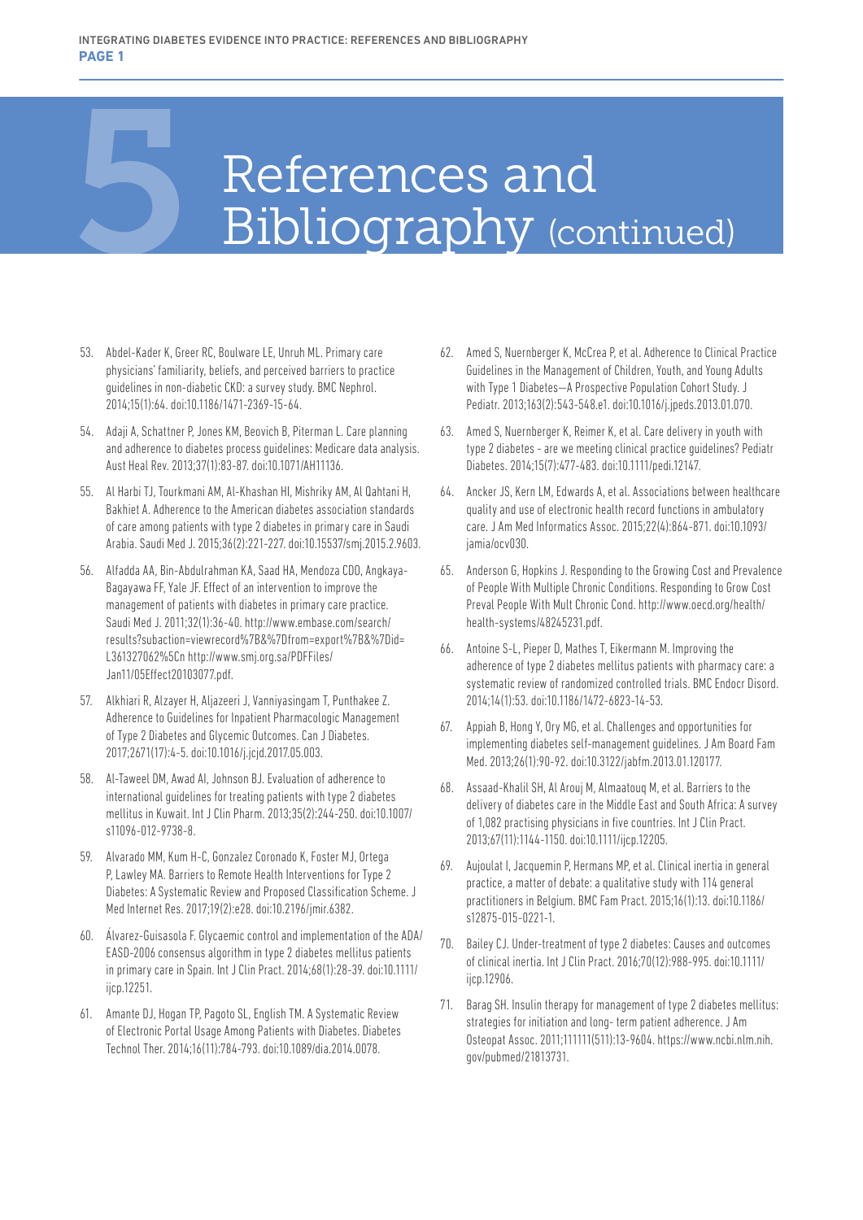# References and Bibliography (continued)

53. Abdel-Kader K, Greer RC, Boulware LE, Unruh ML. Primary care physicians' familiarity, beliefs, and perceived barriers to practice guidelines in non-diabetic CKD: a survey study. BMC Nephrol. 2014;15(1):64. doi:10.1186/1471-2369-15-64.

54. Adaji A, Schattner P, Jones KM, Beovich B, Piterman L. Care planning and adherence to diabetes process guidelines: Medicare data analysis. Aust Heal Rev. 2013;37(1):83-87. doi:10.1071/AH11136.

55. Al Harbi TJ, Tourkmani AM, Al-Khashan HI, Mishriky AM, Al Qahtani H, Bakhiet A. Adherence to the American diabetes association standards of care among patients with type 2 diabetes in primary care in Saudi Arabia. Saudi Med J. 2015;36(2):221-227. doi:10.15537/smj.2015.2.9603.

56. Alfadda AA, Bin-Abdulrahman KA, Saad HA, Mendoza CDO, Angkaya-Bagayawa FF, Yale JF. Effect of an intervention to improve the management of patients with diabetes in primary care practice. Saudi Med J. 2011;32(1):36-40. http://www.embase.com/search/results?subaction=viewrecord%7B&%7Dfrom=export%7B&%7Did=L361327062%5Cn http://www.smj.org.sa/PDFFiles/Jan11/05Effect20103077.pdf.

57. Alkhiari R, Alzayer H, Aljazeeri J, Vanniyasingam T, Punthakee Z. Adherence to Guidelines for Inpatient Pharmacologic Management of Type 2 Diabetes and Glycemic Outcomes. Can J Diabetes. 2017;2671(17):4-5. doi:10.1016/j.jcjd.2017.05.003.

58. Al-Taweel DM, Awad AI, Johnson BJ. Evaluation of adherence to international guidelines for treating patients with type 2 diabetes mellitus in Kuwait. Int J Clin Pharm. 2013;35(2):244-250. doi:10.1007/s11096-012-9738-8.

59. Alvarado MM, Kum H-C, Gonzalez Coronado K, Foster MJ, Ortega P, Lawley MA. Barriers to Remote Health Interventions for Type 2 Diabetes: A Systematic Review and Proposed Classification Scheme. J Med Internet Res. 2017;19(2):e28. doi:10.2196/jmir.6382.

60. Álvarez-Guisasola F. Glycaemic control and implementation of the ADA/EASD-2006 consensus algorithm in type 2 diabetes mellitus patients in primary care in Spain. Int J Clin Pract. 2014;68(1):28-39. doi:10.1111/ijcp.12251.

61. Amante DJ, Hogan TP, Pagoto SL, English TM. A Systematic Review of Electronic Portal Usage Among Patients with Diabetes. Diabetes Technol Ther. 2014;16(11):784-793. doi:10.1089/dia.2014.0078.

62. Amed S, Nuernberger K, McCrea P, et al. Adherence to Clinical Practice Guidelines in the Management of Children, Youth, and Young Adults with Type 1 Diabetes—A Prospective Population Cohort Study. J Pediatr. 2013;163(2):543-548.e1. doi:10.1016/j.jpeds.2013.01.070.

63. Amed S, Nuernberger K, Reimer K, et al. Care delivery in youth with type 2 diabetes - are we meeting clinical practice guidelines? Pediatr Diabetes. 2014;15(7):477-483. doi:10.1111/pedi.12147.

64. Ancker JS, Kern LM, Edwards A, et al. Associations between healthcare quality and use of electronic health record functions in ambulatory care. J Am Med Informatics Assoc. 2015;22(4):864-871. doi:10.1093/jamia/ocv030.

65. Anderson G, Hopkins J. Responding to the Growing Cost and Prevalence of People With Multiple Chronic Conditions. Responding to Grow Cost Preval People With Mult Chronic Cond. http://www.oecd.org/health/health-systems/48245231.pdf.

66. Antoine S-L, Pieper D, Mathes T, Eikermann M. Improving the adherence of type 2 diabetes mellitus patients with pharmacy care: a systematic review of randomized controlled trials. BMC Endocr Disord. 2014;14(1):53. doi:10.1186/1472-6823-14-53.

67. Appiah B, Hong Y, Ory MG, et al. Challenges and opportunities for implementing diabetes self-management guidelines. J Am Board Fam Med. 2013;26(1):90-92. doi:10.3122/jabfm.2013.01.120177.

68. Assaad-Khalil SH, Al Arouj M, Almaatouq M, et al. Barriers to the delivery of diabetes care in the Middle East and South Africa: A survey of 1,082 practising physicians in five countries. Int J Clin Pract. 2013;67(11):1144-1150. doi:10.1111/ijcp.12205.

69. Aujoulat I, Jacquemin P, Hermans MP, et al. Clinical inertia in general practice, a matter of debate: a qualitative study with 114 general practitioners in Belgium. BMC Fam Pract. 2015;16(1):13. doi:10.1186/s12875-015-0221-1.

70. Bailey CJ. Under-treatment of type 2 diabetes: Causes and outcomes of clinical inertia. Int J Clin Pract. 2016;70(12):988-995. doi:10.1111/ijcp.12906.

71. Barag SH. Insulin therapy for management of type 2 diabetes mellitus: strategies for initiation and long- term patient adherence. J Am Osteopat Assoc. 2011;111111(511):13-9604. https://www.ncbi.nlm.nih.gov/pubmed/21813731.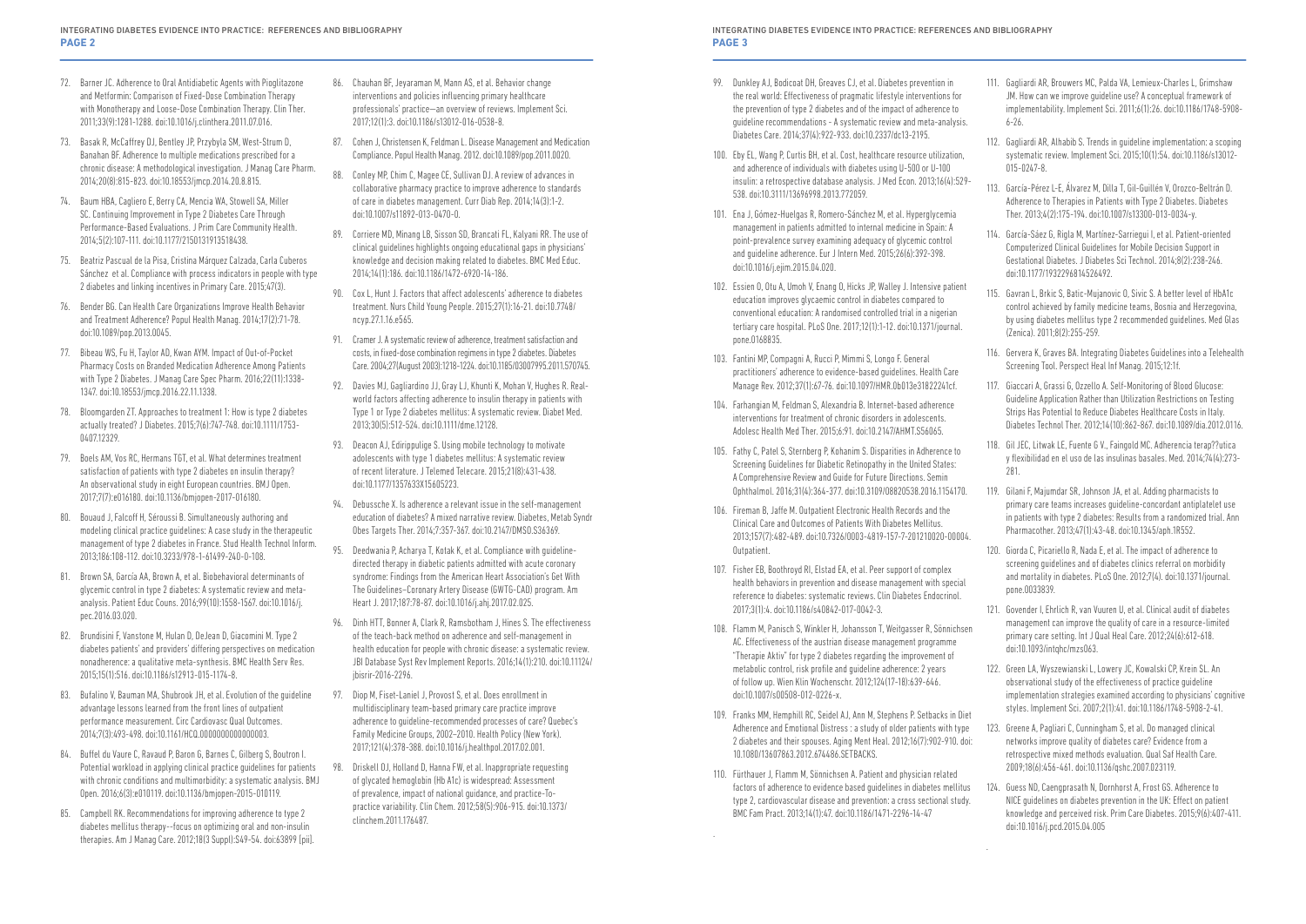72. Barner JC. Adherence to Oral Antidiabetic Agents with Pioglitazone and Metformin: Comparison of Fixed-Dose Combination Therapy with Monotherapy and Loose-Dose Combination Therapy. Clin Ther. 2011;33(9):1281-1288. doi:10.1016/j.clinthera.2011.07.016.

73. Basak R, McCaffrey DJ, Bentley JP, Przybyla SM, West-Strum D, Banahan BF. Adherence to multiple medications prescribed for a chronic disease: A methodological investigation. J Manag Care Pharm. 2014;20(8):815-823. doi:10.18553/jmcp.2014.20.8.815.

74. Baum HBA, Cagliero E, Berry CA, Mencia WA, Stowell SA, Miller SC. Continuing Improvement in Type 2 Diabetes Care Through Performance-Based Evaluations. J Prim Care Community Health. 2014;5(2):107-111. doi:10.1177/2150131913518438.

75. Beatriz Pascual de la Pisa, Cristina Márquez Calzada, Carla Cuberos Sánchez et al. Compliance with process indicators in people with type 2 diabetes and linking incentives in Primary Care. 2015;47(3).

76. Bender BG. Can Health Care Organizations Improve Health Behavior and Treatment Adherence? Popul Health Manag. 2014;17(2):71-78. doi:10.1089/pop.2013.0045.

77. Bibeau WS, Fu H, Taylor AD, Kwan AYM. Impact of Out-of-Pocket Pharmacy Costs on Branded Medication Adherence Among Patients with Type 2 Diabetes. J Manag Care Spec Pharm. 2016;22(11):1338-1347. doi:10.18553/jmcp.2016.22.11.1338.

78. Bloomgarden ZT. Approaches to treatment 1: How is type 2 diabetes actually treated? J Diabetes. 2015;7(6):747-748. doi:10.1111/1753-0407.12329.

79. Boels AM, Vos RC, Hermans TGT, et al. What determines treatment satisfaction of patients with type 2 diabetes on insulin therapy? An observational study in eight European countries. BMJ Open. 2017;7(7):e016180. doi:10.1136/bmjopen-2017-016180.

80. Bouaud J, Falcoff H, Séroussi B. Simultaneously authoring and modeling clinical practice guidelines: A case study in the therapeutic management of type 2 diabetes in France. Stud Health Technol Inform. 2013;186:108-112. doi:10.3233/978-1-61499-240-0-108.

81. Brown SA, García AA, Brown A, et al. Biobehavioral determinants of glycemic control in type 2 diabetes: A systematic review and meta-analysis. Patient Educ Couns. 2016;99(10):1558-1567. doi:10.1016/j.pec.2016.03.020.

82. Brundisini F, Vanstone M, Hulan D, DeJean D, Giacomini M. Type 2 diabetes patients' and providers' differing perspectives on medication nonadherence: a qualitative meta-synthesis. BMC Health Serv Res. 2015;15(1):516. doi:10.1186/s12913-015-1174-8.

83. Bufalino V, Bauman MA, Shubrook JH, et al. Evolution of the guideline advantage lessons learned from the front lines of outpatient performance measurement. Circ Cardiovasc Qual Outcomes. 2014;7(3):493-498. doi:10.1161/HCQ.0000000000000003.

84. Buffel du Vaure C, Ravaud P, Baron G, Barnes C, Gilberg S, Boutron I. Potential workload in applying clinical practice guidelines for patients with chronic conditions and multimorbidity: a systematic analysis. BMJ Open. 2016;6(3):e010119. doi:10.1136/bmjopen-2015-010119.

85. Campbell RK. Recommendations for improving adherence to type 2 diabetes mellitus therapy--focus on optimizing oral and non-insulin therapies. Am J Manag Care. 2012;18(3 Suppl):S49-54. doi:63899 [pii].

86. Chauhan BF, Jeyaraman M, Mann AS, et al. Behavior change interventions and policies influencing primary healthcare professionals' practice—an overview of reviews. Implement Sci. 2017;12(1):3. doi:10.1186/s13012-016-0538-8.

87. Cohen J, Christensen K, Feldman L. Disease Management and Medication Compliance. Popul Health Manag. 2012. doi:10.1089/pop.2011.0020.

88. Conley MP, Chim C, Magee CE, Sullivan DJ. A review of advances in collaborative pharmacy practice to improve adherence to standards of care in diabetes management. Curr Diab Rep. 2014;14(3):1-2. doi:10.1007/s11892-013-0470-0.

89. Corriere MD, Minang LB, Sisson SD, Brancati FL, Kalyani RR. The use of clinical guidelines highlights ongoing educational gaps in physicians' knowledge and decision making related to diabetes. BMC Med Educ. 2014;14(1):186. doi:10.1186/1472-6920-14-186.

90. Cox L, Hunt J. Factors that affect adolescents' adherence to diabetes treatment. Nurs Child Young People. 2015;27(1):16-21. doi:10.7748/ncyp.27.1.16.e565.

91. Cramer J. A systematic review of adherence, treatment satisfaction and costs, in fixed-dose combination regimens in type 2 diabetes. Diabetes Care. 2004;27(August 2003):1218-1224. doi:10.1185/03007995.2011.570745.

92. Davies MJ, Gagliardino JJ, Gray LJ, Khunti K, Mohan V, Hughes R. Real-world factors affecting adherence to insulin therapy in patients with Type 1 or Type 2 diabetes mellitus: A systematic review. Diabet Med. 2013;30(5):512-524. doi:10.1111/dme.12128.

93. Deacon AJ, Edirippulige S. Using mobile technology to motivate adolescents with type 1 diabetes mellitus: A systematic review of recent literature. J Telemed Telecare. 2015;21(8):431-438. doi:10.1177/1357633X15605223.

94. Debussche X. Is adherence a relevant issue in the self-management education of diabetes? A mixed narrative review. Diabetes, Metab Syndr Obes Targets Ther. 2014;7:357-367. doi:10.2147/DMSO.S36369.

95. Deedwania P, Acharya T, Kotak K, et al. Compliance with guideline-directed therapy in diabetic patients admitted with acute coronary syndrome: Findings from the American Heart Association's Get With The Guidelines–Coronary Artery Disease (GWTG-CAD) program. Am Heart J. 2017;187:78-87. doi:10.1016/j.ahj.2017.02.025.

96. Dinh HTT, Bonner A, Clark R, Ramsbotham J, Hines S. The effectiveness of the teach-back method on adherence and self-management in health education for people with chronic disease: a systematic review. JBI Database Syst Rev Implement Reports. 2016;14(1):210. doi:10.11124/jbisrir-2016-2296.

97. Diop M, Fiset-Laniel J, Provost S, et al. Does enrollment in multidisciplinary team-based primary care practice improve adherence to guideline-recommended processes of care? Quebec's Family Medicine Groups, 2002–2010. Health Policy (New York). 2017;121(4):378-388. doi:10.1016/j.healthpol.2017.02.001.

98. Driskell OJ, Holland D, Hanna FW, et al. Inappropriate requesting of glycated hemoglobin (Hb A1c) is widespread: Assessment of prevalence, impact of national guidance, and practice-To-practice variability. Clin Chem. 2012;58(5):906-915. doi:10.1373/clinchem.2011.176487.

99. Dunkley AJ, Bodicoat DH, Greaves CJ, et al. Diabetes prevention in the real world: Effectiveness of pragmatic lifestyle interventions for the prevention of type 2 diabetes and of the impact of adherence to guideline recommendations - A systematic review and meta-analysis. Diabetes Care. 2014;37(4):922-933. doi:10.2337/dc13-2195.

100. Eby EL, Wang P, Curtis BH, et al. Cost, healthcare resource utilization, and adherence of individuals with diabetes using U-500 or U-100 insulin: a retrospective database analysis. J Med Econ. 2013;16(4):529-538. doi:10.3111/13696998.2013.772059.

101. Ena J, Gómez-Huelgas R, Romero-Sánchez M, et al. Hyperglycemia management in patients admitted to internal medicine in Spain: A point-prevalence survey examining adequacy of glycemic control and guideline adherence. Eur J Intern Med. 2015;26(6):392-398. doi:10.1016/j.ejim.2015.04.020.

102. Essien O, Otu A, Umoh V, Enang O, Hicks JP, Walley J. Intensive patient education improves glycaemic control in diabetes compared to conventional education: A randomised controlled trial in a nigerian tertiary care hospital. PLoS One. 2017;12(1):1-12. doi:10.1371/journal.pone.0168835.

103. Fantini MP, Compagni A, Rucci P, Mimmi S, Longo F. General practitioners' adherence to evidence-based guidelines. Health Care Manage Rev. 2012;37(1):67-76. doi:10.1097/HMR.0b013e31822241cf.

104. Farhangian M, Feldman S, Alexandria B. Internet-based adherence interventions for treatment of chronic disorders in adolescents. Adolesc Health Med Ther. 2015;6:91. doi:10.2147/AHMT.S56065.

105. Fathy C, Patel S, Sternberg P, Kohanim S. Disparities in Adherence to Screening Guidelines for Diabetic Retinopathy in the United States: A Comprehensive Review and Guide for Future Directions. Semin Ophthalmol. 2016;31(4):364-377. doi:10.3109/08820538.2016.1154170.

106. Fireman B, Jaffe M. Outpatient Electronic Health Records and the Clinical Care and Outcomes of Patients With Diabetes Mellitus. 2013;157(7):482-489. doi:10.7326/0003-4819-157-7-201210020-00004.Outpatient.

107. Fisher EB, Boothroyd RI, Elstad EA, et al. Peer support of complex health behaviors in prevention and disease management with special reference to diabetes: systematic reviews. Clin Diabetes Endocrinol. 2017;3(1):4. doi:10.1186/s40842-017-0042-3.

108. Flamm M, Panisch S, Winkler H, Johansson T, Weitgasser R, Sönnichsen AC. Effectiveness of the austrian disease management programme "Therapie Aktiv" for type 2 diabetes regarding the improvement of metabolic control, risk profile and guideline adherence: 2 years of follow up. Wien Klin Wochenschr. 2012;124(17-18):639-646. doi:10.1007/s00508-012-0226-x.

109. Franks MM, Hemphill RC, Seidel AJ, Ann M, Stephens P. Setbacks in Diet Adherence and Emotional Distress : a study of older patients with type 2 diabetes and their spouses. Aging Ment Heal. 2012;16(7):902-910. doi:10.1080/13607863.2012.674486.SETBACKS.

110. Fürthauer J, Flamm M, Sönnichsen A. Patient and physician related factors of adherence to evidence based guidelines in diabetes mellitus type 2, cardiovascular disease and prevention: a cross sectional study. BMC Fam Pract. 2013;14(1):47. doi:10.1186/1471-2296-14-47

111. Gagliardi AR, Brouwers MC, Palda VA, Lemieux-Charles L, Grimshaw JM. How can we improve guideline use? A conceptual framework of implementability. Implement Sci. 2011;6(1):26. doi:10.1186/1748-5908-6-26.

112. Gagliardi AR, Alhabib S. Trends in guideline implementation: a scoping systematic review. Implement Sci. 2015;10(1):54. doi:10.1186/s13012-015-0247-8.

113. García-Pérez L-E, Álvarez M, Dilla T, Gil-Guillén V, Orozco-Beltrán D. Adherence to Therapies in Patients with Type 2 Diabetes. Diabetes Ther. 2013;4(2):175-194. doi:10.1007/s13300-013-0034-y.

114. García-Sáez G, Rigla M, Martínez-Sarriegui I, et al. Patient-oriented Computerized Clinical Guidelines for Mobile Decision Support in Gestational Diabetes. J Diabetes Sci Technol. 2014;8(2):238-246. doi:10.1177/1932296814526492.

115. Gavran L, Brkic S, Batic-Mujanovic O, Sivic S. A better level of HbA1c control achieved by family medicine teams, Bosnia and Herzegovina, by using diabetes mellitus type 2 recommended guidelines. Med Glas (Zenica). 2011;8(2):255-259.

116. Gervera K, Graves BA. Integrating Diabetes Guidelines into a Telehealth Screening Tool. Perspect Heal Inf Manag. 2015;12:1f.

117. Giaccari A, Grassi G, Ozzello A. Self-Monitoring of Blood Glucose: Guideline Application Rather than Utilization Restrictions on Testing Strips Has Potential to Reduce Diabetes Healthcare Costs in Italy. Diabetes Technol Ther. 2012;14(10):862-867. doi:10.1089/dia.2012.0116.

118. Gil JEC, Litwak LE, Fuente G V, Faingold MC. Adherencia terap??utica y flexibilidad en el uso de las insulinas basales. Med. 2014;74(4):273-281.

119. Gilani F, Majumdar SR, Johnson JA, et al. Adding pharmacists to primary care teams increases guideline-concordant antiplatelet use in patients with type 2 diabetes: Results from a randomized trial. Ann Pharmacother. 2013;47(1):43-48. doi:10.1345/aph.1R552.

120. Giorda C, Picariello R, Nada E, et al. The impact of adherence to screening guidelines and of diabetes clinics referral on morbidity and mortality in diabetes. PLoS One. 2012;7(4). doi:10.1371/journal.pone.0033839.

121. Govender I, Ehrlich R, van Vuuren U, et al. Clinical audit of diabetes management can improve the quality of care in a resource-limited primary care setting. Int J Qual Heal Care. 2012;24(6):612-618. doi:10.1093/intqhc/mzs063.

122. Green LA, Wyszewianski L, Lowery JC, Kowalski CP, Krein SL. An observational study of the effectiveness of practice guideline implementation strategies examined according to physicians' cognitive styles. Implement Sci. 2007;2(1):41. doi:10.1186/1748-5908-2-41.

123. Greene A, Pagliari C, Cunningham S, et al. Do managed clinical networks improve quality of diabetes care? Evidence from a retrospective mixed methods evaluation. Qual Saf Health Care. 2009;18(6):456-461. doi:10.1136/qshc.2007.023119.

124. Guess ND, Caengprasath N, Dornhorst A, Frost GS. Adherence to NICE guidelines on diabetes prevention in the UK: Effect on patient knowledge and perceived risk. Prim Care Diabetes. 2015;9(6):407-411. doi:10.1016/j.pcd.2015.04.005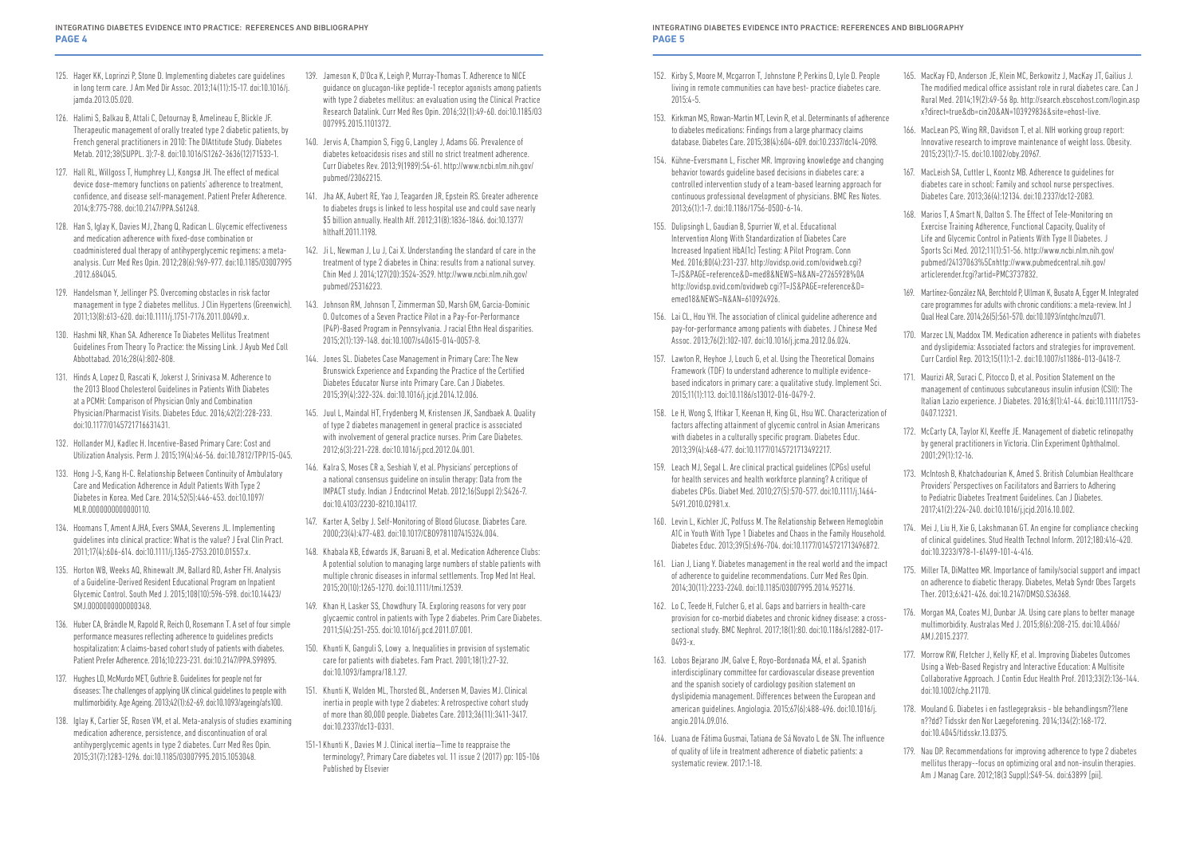125. Hager KK, Loprinzi P, Stone D. Implementing diabetes care guidelines in long term care. J Am Med Dir Assoc. 2013;14(11):15-17. doi:10.1016/j.jamda.2013.05.020.

126. Halimi S, Balkau B, Attali C, Detournay B, Amelineau E, Blickle JF. Therapeutic management of orally treated type 2 diabetic patients, by French general practitioners in 2010: The DIAttitude Study. Diabetes Metab. 2012;38(SUPPL. 3):7-8. doi:10.1016/S1262-3636(12)71533-1.

127. Hall RL, Willgoss T, Humphrey LJ, Kongsø JH. The effect of medical device dose-memory functions on patients' adherence to treatment, confidence, and disease self-management. Patient Prefer Adherence. 2014;8:775-788. doi:10.2147/PPA.S61248.

128. Han S, Iglay K, Davies MJ, Zhang Q, Radican L. Glycemic effectiveness and medication adherence with fixed-dose combination or coadministered dual therapy of antihyperglycemic regimens: a meta-analysis. Curr Med Res Opin. 2012;28(6):969-977. doi:10.1185/03007995.2012.684045.

129. Handelsman Y, Jellinger PS. Overcoming obstacles in risk factor management in type 2 diabetes mellitus. J Clin Hypertens (Greenwich). 2011;13(8):613-620. doi:10.1111/j.1751-7176.2011.00490.x.

130. Hashmi NR, Khan SA. Adherence To Diabetes Mellitus Treatment Guidelines From Theory To Practice: the Missing Link. J Ayub Med Coll Abbottabad. 2016;28(4):802-808.

131. Hinds A, Lopez D, Rascati K, Jokerst J, Srinivasa M. Adherence to the 2013 Blood Cholesterol Guidelines in Patients With Diabetes at a PCMH: Comparison of Physician Only and Combination Physician/Pharmacist Visits. Diabetes Educ. 2016;42(2):228-233. doi:10.1177/0145721716631431.

132. Hollander MJ, Kadlec H. Incentive-Based Primary Care: Cost and Utilization Analysis. Perm J. 2015;19(4):46-56. doi:10.7812/TPP/15-045.

133. Hong J-S, Kang H-C. Relationship Between Continuity of Ambulatory Care and Medication Adherence in Adult Patients With Type 2 Diabetes in Korea. Med Care. 2014;52(5):446-453. doi:10.1097/MLR.0000000000000110.

134. Hoomans T, Ament AJHA, Evers SMAA, Severens JL. Implementing guidelines into clinical practice: What is the value? J Eval Clin Pract. 2011;17(4):606-614. doi:10.1111/j.1365-2753.2010.01557.x.

135. Horton WB, Weeks AQ, Rhinewalt JM, Ballard RD, Asher FH. Analysis of a Guideline-Derived Resident Educational Program on Inpatient Glycemic Control. South Med J. 2015;108(10):596-598. doi:10.14423/SMJ.0000000000000348.

136. Huber CA, Brändle M, Rapold R, Reich O, Rosemann T. A set of four simple performance measures reflecting adherence to guidelines predicts hospitalization: A claims-based cohort study of patients with diabetes. Patient Prefer Adherence. 2016;10:223-231. doi:10.2147/PPA.S99895.

137. Hughes LD, McMurdo MET, Guthrie B. Guidelines for people not for diseases: The challenges of applying UK clinical guidelines to people with multimorbidity. Age Ageing. 2013;42(1):62-69. doi:10.1093/ageing/afs100.

138. Iglay K, Cartier SE, Rosen VM, et al. Meta-analysis of studies examining medication adherence, persistence, and discontinuation of oral antihyperglycemic agents in type 2 diabetes. Curr Med Res Opin. 2015;31(7):1283-1296. doi:10.1185/03007995.2015.1053048.

139. Jameson K, D'Oca K, Leigh P, Murray-Thomas T. Adherence to NICE guidance on glucagon-like peptide-1 receptor agonists among patients with type 2 diabetes mellitus: an evaluation using the Clinical Practice Research Datalink. Curr Med Res Opin. 2016;32(1):49-60. doi:10.1185/03007995.2015.1101372.

140. Jervis A, Champion S, Figg G, Langley J, Adams GG. Prevalence of diabetes ketoacidosis rises and still no strict treatment adherence. Curr Diabetes Rev. 2013;9(1989):54-61. http://www.ncbi.nlm.nih.gov/pubmed/23062215.

141. Jha AK, Aubert RE, Yao J, Teagarden JR, Epstein RS. Greater adherence to diabetes drugs is linked to less hospital use and could save nearly $5 billion annually. Health Aff. 2012;31(8):1836-1846. doi:10.1377/hlthaff.2011.1198.

142. Ji L, Newman J, Lu J, Cai X. Understanding the standard of care in the treatment of type 2 diabetes in China: results from a national survey. Chin Med J. 2014;127(20):3524-3529. http://www.ncbi.nlm.nih.gov/pubmed/25316223.

143. Johnson RM, Johnson T, Zimmerman SD, Marsh GM, Garcia-Dominic O. Outcomes of a Seven Practice Pilot in a Pay-For-Performance (P4P)-Based Program in Pennsylvania. J racial Ethn Heal disparities. 2015;2(1):139-148. doi:10.1007/s40615-014-0057-8.

144. Jones SL. Diabetes Case Management in Primary Care: The New Brunswick Experience and Expanding the Practice of the Certified Diabetes Educator Nurse into Primary Care. Can J Diabetes. 2015;39(4):322-324. doi:10.1016/j.jcjd.2014.12.006.

145. Juul L, Maindal HT, Frydenberg M, Kristensen JK, Sandbaek A. Quality of type 2 diabetes management in general practice is associated with involvement of general practice nurses. Prim Care Diabetes. 2012;6(3):221-228. doi:10.1016/j.pcd.2012.04.001.

146. Kalra S, Moses CR a, Seshiah V, et al. Physicians' perceptions of a national consensus guideline on insulin therapy: Data from the IMPACT study. Indian J Endocrinol Metab. 2012;16(Suppl 2):S426-7. doi:10.4103/2230-8210.104117.

147. Karter A, Selby J. Self-Monitoring of Blood Glucose. Diabetes Care. 2000;23(4):477-483. doi:10.1017/CBO9781107415324.004.

148. Khabala KB, Edwards JK, Baruani B, et al. Medication Adherence Clubs: A potential solution to managing large numbers of stable patients with multiple chronic diseases in informal settlements. Trop Med Int Heal. 2015;20(10):1265-1270. doi:10.1111/tmi.12539.

149. Khan H, Lasker SS, Chowdhury TA. Exploring reasons for very poor glycaemic control in patients with Type 2 diabetes. Prim Care Diabetes. 2011;5(4):251-255. doi:10.1016/j.pcd.2011.07.001.

150. Khunti K, Ganguli S, Lowy a. Inequalities in provision of systematic care for patients with diabetes. Fam Pract. 2001;18(1):27-32. doi:10.1093/fampra/18.1.27.

151. Khunti K, Wolden ML, Thorsted BL, Andersen M, Davies MJ. Clinical inertia in people with type 2 diabetes: A retrospective cohort study of more than 80,000 people. Diabetes Care. 2013;36(11):3411-3417. doi:10.2337/dc13-0331.

151-1 Khunti K , Davies M J. Clinical inertia—Time to reappraise the terminology?, Primary Care diabetes vol. 11 issue 2 (2017) pp: 105-106 Published by Elsevier

152. Kirby S, Moore M, Mcgarron T, Johnstone P, Perkins D, Lyle D. People living in remote communities can have best- practice diabetes care. 2015:4-5.

153. Kirkman MS, Rowan-Martin MT, Levin R, et al. Determinants of adherence to diabetes medications: Findings from a large pharmacy claims database. Diabetes Care. 2015;38(4):604-609. doi:10.2337/dc14-2098.

154. Kühne-Eversmann L, Fischer MR. Improving knowledge and changing behavior towards guideline based decisions in diabetes care: a controlled intervention study of a team-based learning approach for continuous professional development of physicians. BMC Res Notes. 2013;6(1):1-7. doi:10.1186/1756-0500-6-14.

155. Dulipsingh L, Gaudian B, Spurrier W, et al. Educational Intervention Along With Standardization of Diabetes Care Increased Inpatient HbA(1c) Testing: A Pilot Program. Conn Med. 2016;80(4):231-237. http://ovidsp.ovid.com/ovidweb.cgi?T=JS&PAGE=reference&D=med8&NEWS=N&AN=27265928%0A http://ovidsp.ovid.com/ovidweb.cgi?T=JS&PAGE=reference&D=emed18&NEWS=N&AN=610924926.

156. Lai CL, Hou YH. The association of clinical guideline adherence and pay-for-performance among patients with diabetes. J Chinese Med Assoc. 2013;76(2):102-107. doi:10.1016/j.jcma.2012.06.024.

157. Lawton R, Heyhoe J, Louch G, et al. Using the Theoretical Domains Framework (TDF) to understand adherence to multiple evidence-based indicators in primary care: a qualitative study. Implement Sci. 2015;11(1):113. doi:10.1186/s13012-016-0479-2.

158. Le H, Wong S, Iftikar T, Keenan H, King GL, Hsu WC. Characterization of factors affecting attainment of glycemic control in Asian Americans with diabetes in a culturally specific program. Diabetes Educ. 2013;39(4):468-477. doi:10.1177/0145721713492217.

159. Leach MJ, Segal L. Are clinical practical guidelines (CPGs) useful for health services and health workforce planning? A critique of diabetes CPGs. Diabet Med. 2010;27(5):570-577. doi:10.1111/j.1464-5491.2010.02981.x.

160. Levin L, Kichler JC, Polfuss M. The Relationship Between Hemoglobin A1C in Youth With Type 1 Diabetes and Chaos in the Family Household. Diabetes Educ. 2013;39(5):696-704. doi:10.1177/0145721713496872.

161. Lian J, Liang Y. Diabetes management in the real world and the impact of adherence to guideline recommendations. Curr Med Res Opin. 2014;30(11):2233-2240. doi:10.1185/03007995.2014.952716.

162. Lo C, Teede H, Fulcher G, et al. Gaps and barriers in health-care provision for co-morbid diabetes and chronic kidney disease: a cross-sectional study. BMC Nephrol. 2017;18(1):80. doi:10.1186/s12882-017-0493-x.

163. Lobos Bejarano JM, Galve E, Royo-Bordonada MÁ, et al. Spanish interdisciplinary committee for cardiovascular disease prevention and the spanish society of cardiology position statement on dyslipidemia management. Differences between the European and american guidelines. Angiologia. 2015;67(6):488-496. doi:10.1016/j.angio.2014.09.016.

164. Luana de Fátima Gusmai, Tatiana de Sá Novato L de SN. The influence of quality of life in treatment adherence of diabetic patients: a systematic review. 2017:1-18.

165. MacKay FD, Anderson JE, Klein MC, Berkowitz J, MacKay JT, Gailius J. The modified medical office assistant role in rural diabetes care. Can J Rural Med. 2014;19(2):49-56 8p. http://search.ebscohost.com/login.aspx?direct=true&db=cin20&AN=103929836&site=ehost-live.

166. MacLean PS, Wing RR, Davidson T, et al. NIH working group report: Innovative research to improve maintenance of weight loss. Obesity. 2015;23(1):7-15. doi:10.1002/oby.20967.

167. MacLeish SA, Cuttler L, Koontz MB. Adherence to guidelines for diabetes care in school: Family and school nurse perspectives. Diabetes Care. 2013;36(4):12134. doi:10.2337/dc12-2083.

168. Marios T, A Smart N, Dalton S. The Effect of Tele-Monitoring on Exercise Training Adherence, Functional Capacity, Quality of Life and Glycemic Control in Patients With Type II Diabetes. J Sports Sci Med. 2012;11(1):51-56. http://www.ncbi.nlm.nih.gov/pubmed/24137063%5Cnhttp://www.pubmedcentral.nih.gov/articlerender.fcgi?artid=PMC3737832.

169. Martinez-González NA, Berchtold P, Ullman K, Busato A, Egger M. Integrated care programmes for adults with chronic conditions: a meta-review. Int J Qual Heal Care. 2014;26(5):561-570. doi:10.1093/intqhc/mzu071.

170. Marzec LN, Maddox TM. Medication adherence in patients with diabetes and dyslipidemia: Associated factors and strategies for improvement. Curr Cardiol Rep. 2013;15(11):1-2. doi:10.1007/s11886-013-0418-7.

171. Maurizi AR, Suraci C, Pitocco D, et al. Position Statement on the management of continuous subcutaneous insulin infusion (CSII): The Italian Lazio experience. J Diabetes. 2016;8(1):41-44. doi:10.1111/1753-0407.12321.

172. McCarty CA, Taylor KI, Keeffe JE. Management of diabetic retinopathy by general practitioners in Victoria. Clin Experiment Ophthalmol. 2001;29(1):12-16.

173. McIntosh B, Khatchadourian K, Amed S. British Columbian Healthcare Providers' Perspectives on Facilitators and Barriers to Adhering to Pediatric Diabetes Treatment Guidelines. Can J Diabetes. 2017;41(2):224-240. doi:10.1016/j.jcjd.2016.10.002.

174. Mei J, Liu H, Xie G, Lakshmanan GT. An engine for compliance checking of clinical guidelines. Stud Health Technol Inform. 2012;180:416-420. doi:10.3233/978-1-61499-101-4-416.

175. Miller TA, DiMatteo MR. Importance of family/social support and impact on adherence to diabetic therapy. Diabetes, Metab Syndr Obes Targets Ther. 2013;6:421-426. doi:10.2147/DMSO.S36368.

176. Morgan MA, Coates MJ, Dunbar JA. Using care plans to better manage multimorbidity. Australas Med J. 2015;8(6):208-215. doi:10.4066/AMJ.2015.2377.

177. Morrow RW, Fletcher J, Kelly KF, et al. Improving Diabetes Outcomes Using a Web-Based Registry and Interactive Education: A Multisite Collaborative Approach. J Contin Educ Health Prof. 2013;33(2):136-144. doi:10.1002/chp.21170.

178. Mouland G. Diabetes i en fastlegepraksis - ble behandlingsm??lene n??dd? Tidsskr den Nor Laegeforening. 2014;134(2):168-172. doi:10.4045/tidsskr.13.0375.

179. Nau DP. Recommendations for improving adherence to type 2 diabetes mellitus therapy--focus on optimizing oral and non-insulin therapies. Am J Manag Care. 2012;18(3 Suppl):S49-54. doi:63899 [pii].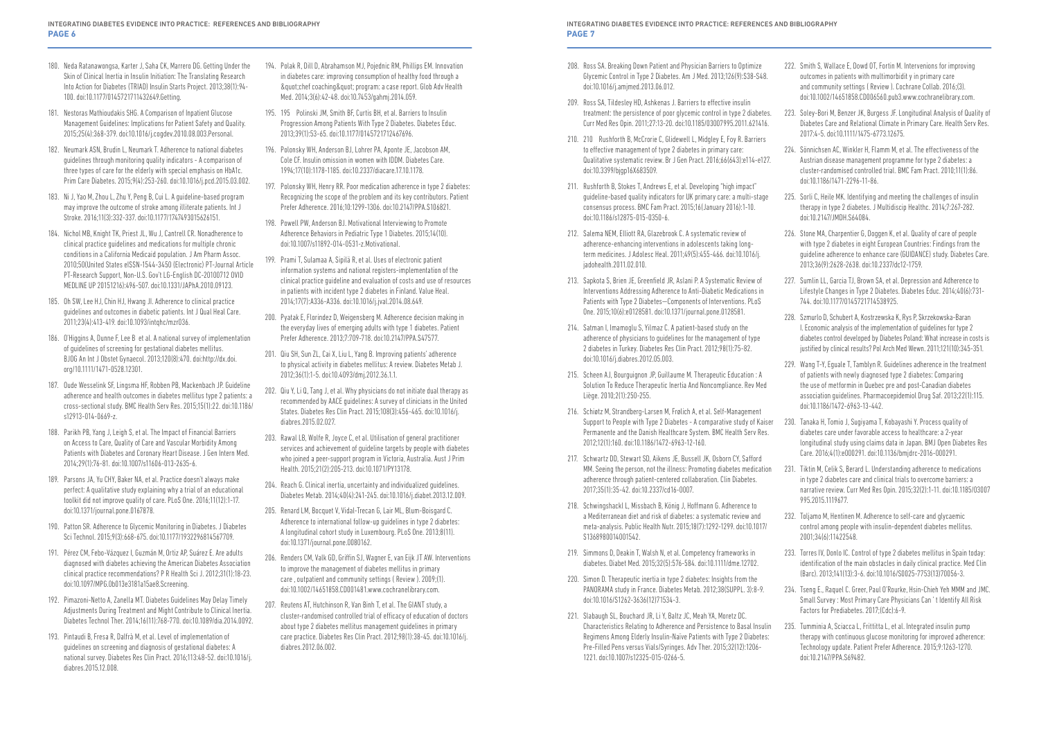180. Neda Ratanawongsa, Karter J, Saha CK, Marrero DG. Getting Under the Skin of Clinical Inertia in Insulin Initiation: The Translating Research Into Action for Diabetes (TRIAD) Insulin Starts Project. 2013;38(1):94-100. doi:10.1177/0145721711432649.Getting.

181. Nestoras Mathioudakis SHG. A Comparison of Inpatient Glucose Management Guidelines: Implications for Patient Safety and Quality. 2015;25(4):368-379. doi:10.1016/j.cogdev.2010.08.003.Personal.

182. Neumark ASN, Brudin L, Neumark T. Adherence to national diabetes guidelines through monitoring quality indicators - A comparison of three types of care for the elderly with special emphasis on HbA1c. Prim Care Diabetes. 2015;9(4):253-260. doi:10.1016/j.pcd.2015.03.002.

183. Ni J, Yao M, Zhou L, Zhu Y, Peng B, Cui L. A guideline-based program may improve the outcome of stroke among illiterate patients. Int J Stroke. 2016;11(3):332-337. doi:10.1177/1747493015626151.

184. Nichol MB, Knight TK, Priest JL, Wu J, Cantrell CR. Nonadherence to clinical practice guidelines and medications for multiple chronic conditions in a California Medicaid population. J Am Pharm Assoc. 2010;50(United States eISSN-1544-3450 (Electronic) PT-Journal Article PT-Research Support, Non-U.S. Gov't LG-English DC-20100712 OVID MEDLINE UP 20151216):496-507. doi:10.1331/JAPhA.2010.09123.

185. Oh SW, Lee HJ, Chin HJ, Hwang JI. Adherence to clinical practice guidelines and outcomes in diabetic patients. Int J Qual Heal Care. 2011;23(4):413-419. doi:10.1093/intqhc/mzr036.

186. O'Higgins A, Dunne F, Lee B et al. A national survey of implementation of guidelines of screening for gestational diabetes mellitus. BJOG An Int J Obstet Gynaecol. 2013;120(8):470. doi:http://dx.doi.org/10.1111/1471-0528.12301.

187. Oude Wesselink SF, Lingsma HF, Robben PB, Mackenbach JP. Guideline adherence and health outcomes in diabetes mellitus type 2 patients: a cross-sectional study. BMC Health Serv Res. 2015;15(1):22. doi:10.1186/s12913-014-0669-z.

188. Parikh PB, Yang J, Leigh S, et al. The Impact of Financial Barriers on Access to Care, Quality of Care and Vascular Morbidity Among Patients with Diabetes and Coronary Heart Disease. J Gen Intern Med. 2014;29(1):76-81. doi:10.1007/s11606-013-2635-6.

189. Parsons JA, Yu CHY, Baker NA, et al. Practice doesn't always make perfect: A qualitative study explaining why a trial of an educational toolkit did not improve quality of care. PLoS One. 2016;11(12):1-17. doi:10.1371/journal.pone.0167878.

190. Patton SR. Adherence to Glycemic Monitoring in Diabetes. J Diabetes Sci Technol. 2015;9(3):668-675. doi:10.1177/1932296814567709.

191. Pérez CM, Febo-Vázquez I, Guzmán M, Ortiz AP, Suárez E. Are adults diagnosed with diabetes achieving the American Diabetes Association clinical practice recommendations? P R Health Sci J. 2012;31(1):18-23. doi:10.1097/MPG.0b013e3181a15ae8.Screening.

192. Pimazoni-Netto A, Zanella MT. Diabetes Guidelines May Delay Timely Adjustments During Treatment and Might Contribute to Clinical Inertia. Diabetes Technol Ther. 2014;16(11):768-770. doi:10.1089/dia.2014.0092.

193. Pintaudi B, Fresa R, Dalfrà M, et al. Level of implementation of guidelines on screening and diagnosis of gestational diabetes: A national survey. Diabetes Res Clin Pract. 2016;113:48-52. doi:10.1016/j.diabres.2015.12.008.

194. Polak R, Dill D, Abrahamson MJ, Pojednic RM, Phillips EM. Innovation in diabetes care: improving consumption of healthy food through a &quot;chef coaching&quot; program: a case report. Glob Adv Health Med. 2014;3(6):42-48. doi:10.7453/gahmj.2014.059.

195. 195 Polinski JM, Smith BF, Curtis BH, et al. Barriers to Insulin Progression Among Patients With Type 2 Diabetes. Diabetes Educ. 2013;39(1):53-65. doi:10.1177/0145721712467696.

196. Polonsky WH, Anderson BJ, Lohrer PA, Aponte JE, Jacobson AM, Cole CF. Insulin omission in women with IDDM. Diabetes Care. 1994;17(10):1178-1185. doi:10.2337/diacare.17.10.1178.

197. Polonsky WH, Henry RR. Poor medication adherence in type 2 diabetes: Recognizing the scope of the problem and its key contributors. Patient Prefer Adherence. 2016;10:1299-1306. doi:10.2147/PPA.S106821.

198. Powell PW, Anderson BJ. Motivational Interviewing to Promote Adherence Behaviors in Pediatric Type 1 Diabetes. 2015;14(10). doi:10.1007/s11892-014-0531-z.Motivational.

199. Prami T, Sulamaa A, Sipilä R, et al. Uses of electronic patient information systems and national registers-implementation of the clinical practice guideline and evaluation of costs and use of resources in patients with incident type 2 diabetes in Finland. Value Heal. 2014;17(7):A336-A336. doi:10.1016/j.jval.2014.08.649.

200. Pyatak E, Florindez D, Weigensberg M. Adherence decision making in the everyday lives of emerging adults with type 1 diabetes. Patient Prefer Adherence. 2013;7:709-718. doi:10.2147/PPA.S47577.

201. Qiu SH, Sun ZL, Cai X, Liu L, Yang B. Improving patients' adherence to physical activity in diabetes mellitus: A review. Diabetes Metab J. 2012;36(1):1-5. doi:10.4093/dmj.2012.36.1.1.

202. Qiu Y, Li Q, Tang J, et al. Why physicians do not initiate dual therapy as recommended by AACE guidelines: A survey of clinicians in the United States. Diabetes Res Clin Pract. 2015;108(3):456-465. doi:10.1016/j.diabres.2015.02.027.

203. Rawal LB, Wolfe R, Joyce C, et al. Utilisation of general practitioner services and achievement of guideline targets by people with diabetes who joined a peer-support program in Victoria, Australia. Aust J Prim Health. 2015;21(2):205-213. doi:10.1071/PY13178.

204. Reach G. Clinical inertia, uncertainty and individualized guidelines. Diabetes Metab. 2014;40(4):241-245. doi:10.1016/j.diabet.2013.12.009.

205. Renard LM, Bocquet V, Vidal-Trecan G, Lair ML, Blum-Boisgard C. Adherence to international follow-up guidelines in type 2 diabetes: A longitudinal cohort study in Luxembourg. PLoS One. 2013;8(11). doi:10.1371/journal.pone.0080162.

206. Renders CM, Valk GD, Griffin SJ, Wagner E, van Eijk JT AW. Interventions to improve the management of diabetes mellitus in primary care , outpatient and community settings ( Review ). 2009;(1). doi:10.1002/14651858.CD001481.www.cochranelibrary.com.

207. Reutens AT, Hutchinson R, Van Binh T, et al. The GIANT study, a cluster-randomised controlled trial of efficacy of education of doctors about type 2 diabetes mellitus management guidelines in primary care practice. Diabetes Res Clin Pract. 2012;98(1):38-45. doi:10.1016/j.diabres.2012.06.002.

208. Ross SA. Breaking Down Patient and Physician Barriers to Optimize Glycemic Control in Type 2 Diabetes. Am J Med. 2013;126(9):S38-S48. doi:10.1016/j.amjmed.2013.06.012.

209. Ross SA, Tildesley HD, Ashkenas J. Barriers to effective insulin treatment: the persistence of poor glycemic control in type 2 diabetes. Curr Med Res Opin. 2011;27:13-20. doi:10.1185/03007995.2011.621416.

210. 210 Rushforth B, McCrorie C, Glidewell L, Midgley E, Foy R. Barriers to effective management of type 2 diabetes in primary care: Qualitative systematic review. Br J Gen Pract. 2016;66(643):e114-e127. doi:10.3399/bjgp16X683509.

211. Rushforth B, Stokes T, Andrews E, et al. Developing "high impact" guideline-based quality indicators for UK primary care: a multi-stage consensus process. BMC Fam Pract. 2015;16(January 2016):1-10. doi:10.1186/s12875-015-0350-6.

212. Salema NEM, Elliott RA, Glazebrook C. A systematic review of adherence-enhancing interventions in adolescents taking long-term medicines. J Adolesc Heal. 2011;49(5):455-466. doi:10.1016/j.jadohealth.2011.02.010.

213. Sapkota S, Brien JE, Greenfield JR, Aslani P. A Systematic Review of Interventions Addressing Adherence to Anti-Diabetic Medications in Patients with Type 2 Diabetes—Components of Interventions. PLoS One. 2015;10(6):e0128581. doi:10.1371/journal.pone.0128581.

214. Satman I, Imamoglu S, Yilmaz C. A patient-based study on the adherence of physicians to guidelines for the management of type 2 diabetes in Turkey. Diabetes Res Clin Pract. 2012;98(1):75-82. doi:10.1016/j.diabres.2012.05.003.

215. Scheen AJ, Bourguignon JP, Guillaume M. Therapeutic Education : A Solution To Reduce Therapeutic Inertia And Noncompliance. Rev Med Liège. 2010;2(1):250-255.

216. Schiøtz M, Strandberg-Larsen M, Frølich A, et al. Self-Management Support to People with Type 2 Diabetes - A comparative study of Kaiser Permanente and the Danish Healthcare System. BMC Health Serv Res. 2012;12(1):160. doi:10.1186/1472-6963-12-160.

217. Schwartz DD, Stewart SD, Aikens JE, Bussell JK, Osborn CY, Safford MM. Seeing the person, not the illness: Promoting diabetes medication adherence through patient-centered collaboration. Clin Diabetes. 2017;35(1):35-42. doi:10.2337/cd16-0007.

218. Schwingshackl L, Missbach B, König J, Hoffmann G. Adherence to a Mediterranean diet and risk of diabetes: a systematic review and meta-analysis. Public Health Nutr. 2015;18(7):1292-1299. doi:10.1017/S1368980014001542.

219. Simmons D, Deakin T, Walsh N, et al. Competency frameworks in diabetes. Diabet Med. 2015;32(5):576-584. doi:10.1111/dme.12702.

220. Simon D. Therapeutic inertia in type 2 diabetes: Insights from the PANORAMA study in France. Diabetes Metab. 2012;38(SUPPL. 3):8-9. doi:10.1016/S1262-3636(12)71534-3.

221. Slabaugh SL, Bouchard JR, Li Y, Baltz JC, Meah YA, Moretz DC. Characteristics Relating to Adherence and Persistence to Basal Insulin Regimens Among Elderly Insulin-Naïve Patients with Type 2 Diabetes: Pre-Filled Pens versus Vials/Syringes. Adv Ther. 2015;32(12):1206-1221. doi:10.1007/s12325-015-0266-5.

222. Smith S, Wallace E, Dowd OT, Fortin M. Intervenions for improving outcomes in patients with multimorbidit y in primary care and community settings ( Review ). Cochrane Collab. 2016;(3). doi:10.1002/14651858.CD006560.pub3.www.cochranelibrary.com.

223. Soley-Bori M, Benzer JK, Burgess JF. Longitudinal Analysis of Quality of Diabetes Care and Relational Climate in Primary Care. Health Serv Res. 2017:4-5. doi:10.1111/1475-6773.12675.

224. Sönnichsen AC, Winkler H, Flamm M, et al. The effectiveness of the Austrian disease management programme for type 2 diabetes: a cluster-randomised controlled trial. BMC Fam Pract. 2010;11(1):86. doi:10.1186/1471-2296-11-86.

225. Sorli C, Heile MK. Identifying and meeting the challenges of insulin therapy in type 2 diabetes. J Multidiscip Healthc. 2014;7:267-282. doi:10.2147/JMDH.S64084.

226. Stone MA, Charpentier G, Doggen K, et al. Quality of care of people with type 2 diabetes in eight European Countries: Findings from the guideline adherence to enhance care (GUIDANCE) study. Diabetes Care. 2013;36(9):2628-2638. doi:10.2337/dc12-1759.

227. Sumlin LL, Garcia TJ, Brown SA, et al. Depression and Adherence to Lifestyle Changes in Type 2 Diabetes. Diabetes Educ. 2014;40(6):731-744. doi:10.1177/0145721714538925.

228. Szmurlo D, Schubert A, Kostrzewska K, Rys P, Skrzekowska-Baran I. Economic analysis of the implementation of guidelines for type 2 diabetes control developed by Diabetes Poland: What increase in costs is justified by clinical results? Pol Arch Med Wewn. 2011;121(10):345-351.

229. Wang T-Y, Eguale T, Tamblyn R. Guidelines adherence in the treatment of patients with newly diagnosed type 2 diabetes: Comparing the use of metformin in Quebec pre and post-Canadian diabetes association guidelines. Pharmacoepidemiol Drug Saf. 2013;22(1):115. doi:10.1186/1472-6963-13-442.

230. Tanaka H, Tomio J, Sugiyama T, Kobayashi Y. Process quality of diabetes care under favorable access to healthcare: a 2-year longitudinal study using claims data in Japan. BMJ Open Diabetes Res Care. 2016;4(1):e000291. doi:10.1136/bmjdrc-2016-000291.

231. Tiktin M, Celik S, Berard L. Understanding adherence to medications in type 2 diabetes care and clinical trials to overcome barriers: a narrative review. Curr Med Res Opin. 2015;32(2):1-11. doi:10.1185/03007995.2015.1119677.

232. Toljamo M, Hentinen M. Adherence to self-care and glycaemic control among people with insulin-dependent diabetes mellitus. 2001;34(6):11422548.

233. Torres IV, Donlo IC. Control of type 2 diabetes mellitus in Spain today: identification of the main obstacles in daily clinical practice. Med Clin (Barc). 2013;141(13):3-6. doi:10.1016/S0025-7753(13)70056-3.

234. Tseng E., Raquel C. Greer, Paul O'Rourke, Hsin-Chieh Yeh MMM and JMC. Small Survey : Most Primary Care Physicians Can ' t Identify All Risk Factors for Prediabetes. 2017;(Cdc):6-9.

235. Tumminia A, Sciacca L, Frittitta L, et al. Integrated insulin pump therapy with continuous glucose monitoring for improved adherence: Technology update. Patient Prefer Adherence. 2015;9:1263-1270. doi:10.2147/PPA.S69482.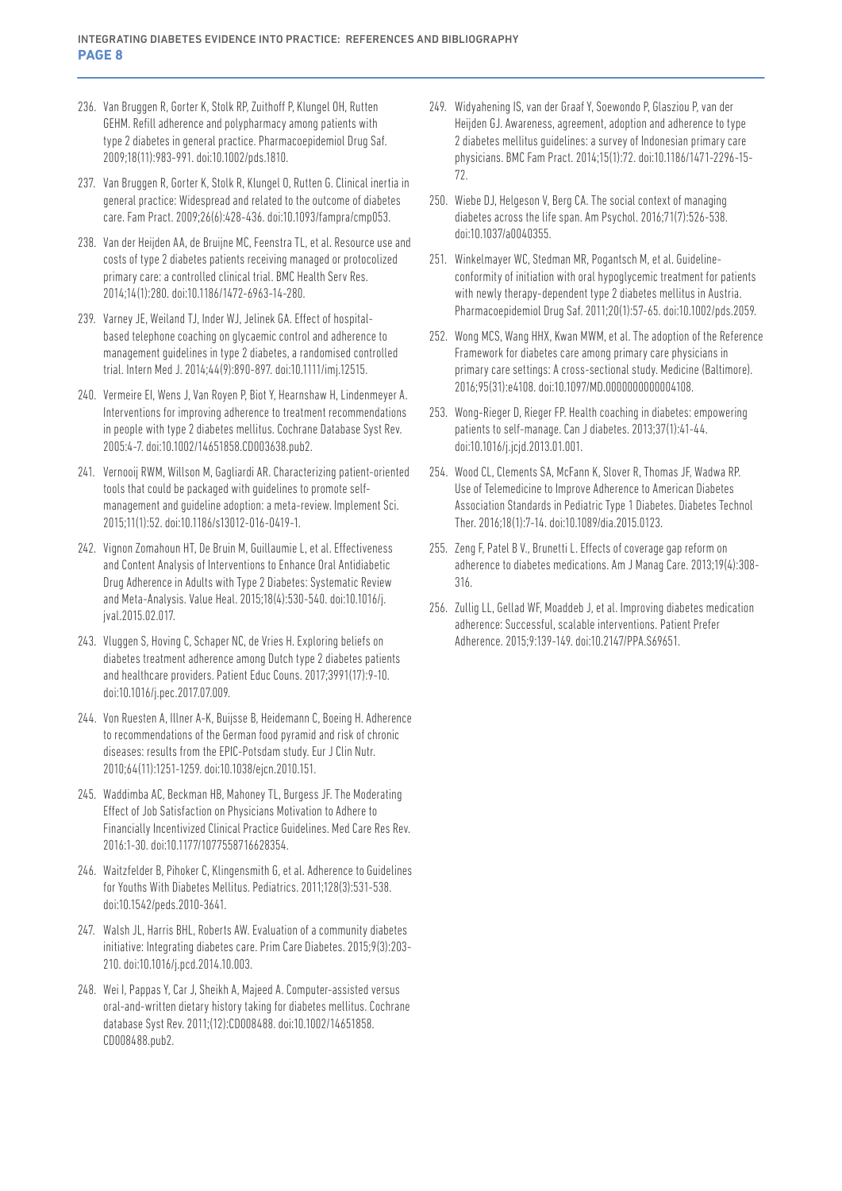236. Van Bruggen R, Gorter K, Stolk RP, Zuithoff P, Klungel OH, Rutten GEHM. Refill adherence and polypharmacy among patients with type 2 diabetes in general practice. Pharmacoepidemiol Drug Saf. 2009;18(11):983-991. doi:10.1002/pds.1810.

237. Van Bruggen R, Gorter K, Stolk R, Klungel O, Rutten G. Clinical inertia in general practice: Widespread and related to the outcome of diabetes care. Fam Pract. 2009;26(6):428-436. doi:10.1093/fampra/cmp053.

238. Van der Heijden AA, de Bruijne MC, Feenstra TL, et al. Resource use and costs of type 2 diabetes patients receiving managed or protocolized primary care: a controlled clinical trial. BMC Health Serv Res. 2014;14(1):280. doi:10.1186/1472-6963-14-280.

239. Varney JE, Weiland TJ, Inder WJ, Jelinek GA. Effect of hospital-based telephone coaching on glycaemic control and adherence to management guidelines in type 2 diabetes, a randomised controlled trial. Intern Med J. 2014;44(9):890-897. doi:10.1111/imj.12515.

240. Vermeire EI, Wens J, Van Royen P, Biot Y, Hearnshaw H, Lindenmeyer A. Interventions for improving adherence to treatment recommendations in people with type 2 diabetes mellitus. Cochrane Database Syst Rev. 2005:4-7. doi:10.1002/14651858.CD003638.pub2.

241. Vernooij RWM, Willson M, Gagliardi AR. Characterizing patient-oriented tools that could be packaged with guidelines to promote self-management and guideline adoption: a meta-review. Implement Sci. 2015;11(1):52. doi:10.1186/s13012-016-0419-1.

242. Vignon Zomahoun HT, De Bruin M, Guillaumie L, et al. Effectiveness and Content Analysis of Interventions to Enhance Oral Antidiabetic Drug Adherence in Adults with Type 2 Diabetes: Systematic Review and Meta-Analysis. Value Heal. 2015;18(4):530-540. doi:10.1016/j.jval.2015.02.017.

243. Vluggen S, Hoving C, Schaper NC, de Vries H. Exploring beliefs on diabetes treatment adherence among Dutch type 2 diabetes patients and healthcare providers. Patient Educ Couns. 2017;3991(17):9-10. doi:10.1016/j.pec.2017.07.009.

244. Von Ruesten A, Illner A-K, Buijsse B, Heidemann C, Boeing H. Adherence to recommendations of the German food pyramid and risk of chronic diseases: results from the EPIC-Potsdam study. Eur J Clin Nutr. 2010;64(11):1251-1259. doi:10.1038/ejcn.2010.151.

245. Waddimba AC, Beckman HB, Mahoney TL, Burgess JF. The Moderating Effect of Job Satisfaction on Physicians Motivation to Adhere to Financially Incentivized Clinical Practice Guidelines. Med Care Res Rev. 2016:1-30. doi:10.1177/1077558716628354.

246. Waitzfelder B, Pihoker C, Klingensmith G, et al. Adherence to Guidelines for Youths With Diabetes Mellitus. Pediatrics. 2011;128(3):531-538. doi:10.1542/peds.2010-3641.

247. Walsh JL, Harris BHL, Roberts AW. Evaluation of a community diabetes initiative: Integrating diabetes care. Prim Care Diabetes. 2015;9(3):203-210. doi:10.1016/j.pcd.2014.10.003.

248. Wei I, Pappas Y, Car J, Sheikh A, Majeed A. Computer-assisted versus oral-and-written dietary history taking for diabetes mellitus. Cochrane database Syst Rev. 2011;(12):CD008488. doi:10.1002/14651858.CD008488.pub2.

249. Widyahening IS, van der Graaf Y, Soewondo P, Glasziou P, van der Heijden GJ. Awareness, agreement, adoption and adherence to type 2 diabetes mellitus guidelines: a survey of Indonesian primary care physicians. BMC Fam Pract. 2014;15(1):72. doi:10.1186/1471-2296-15-72.

250. Wiebe DJ, Helgeson V, Berg CA. The social context of managing diabetes across the life span. Am Psychol. 2016;71(7):526-538. doi:10.1037/a0040355.

251. Winkelmayer WC, Stedman MR, Pogantsch M, et al. Guideline-conformity of initiation with oral hypoglycemic treatment for patients with newly therapy-dependent type 2 diabetes mellitus in Austria. Pharmacoepidemiol Drug Saf. 2011;20(1):57-65. doi:10.1002/pds.2059.

252. Wong MCS, Wang HHX, Kwan MWM, et al. The adoption of the Reference Framework for diabetes care among primary care physicians in primary care settings: A cross-sectional study. Medicine (Baltimore). 2016;95(31):e4108. doi:10.1097/MD.0000000000004108.

253. Wong-Rieger D, Rieger FP. Health coaching in diabetes: empowering patients to self-manage. Can J diabetes. 2013;37(1):41-44. doi:10.1016/j.jcjd.2013.01.001.

254. Wood CL, Clements SA, McFann K, Slover R, Thomas JF, Wadwa RP. Use of Telemedicine to Improve Adherence to American Diabetes Association Standards in Pediatric Type 1 Diabetes. Diabetes Technol Ther. 2016;18(1):7-14. doi:10.1089/dia.2015.0123.

255. Zeng F, Patel B V., Brunetti L. Effects of coverage gap reform on adherence to diabetes medications. Am J Manag Care. 2013;19(4):308-316.

256. Zullig LL, Gellad WF, Moaddeb J, et al. Improving diabetes medication adherence: Successful, scalable interventions. Patient Prefer Adherence. 2015;9:139-149. doi:10.2147/PPA.S69651.